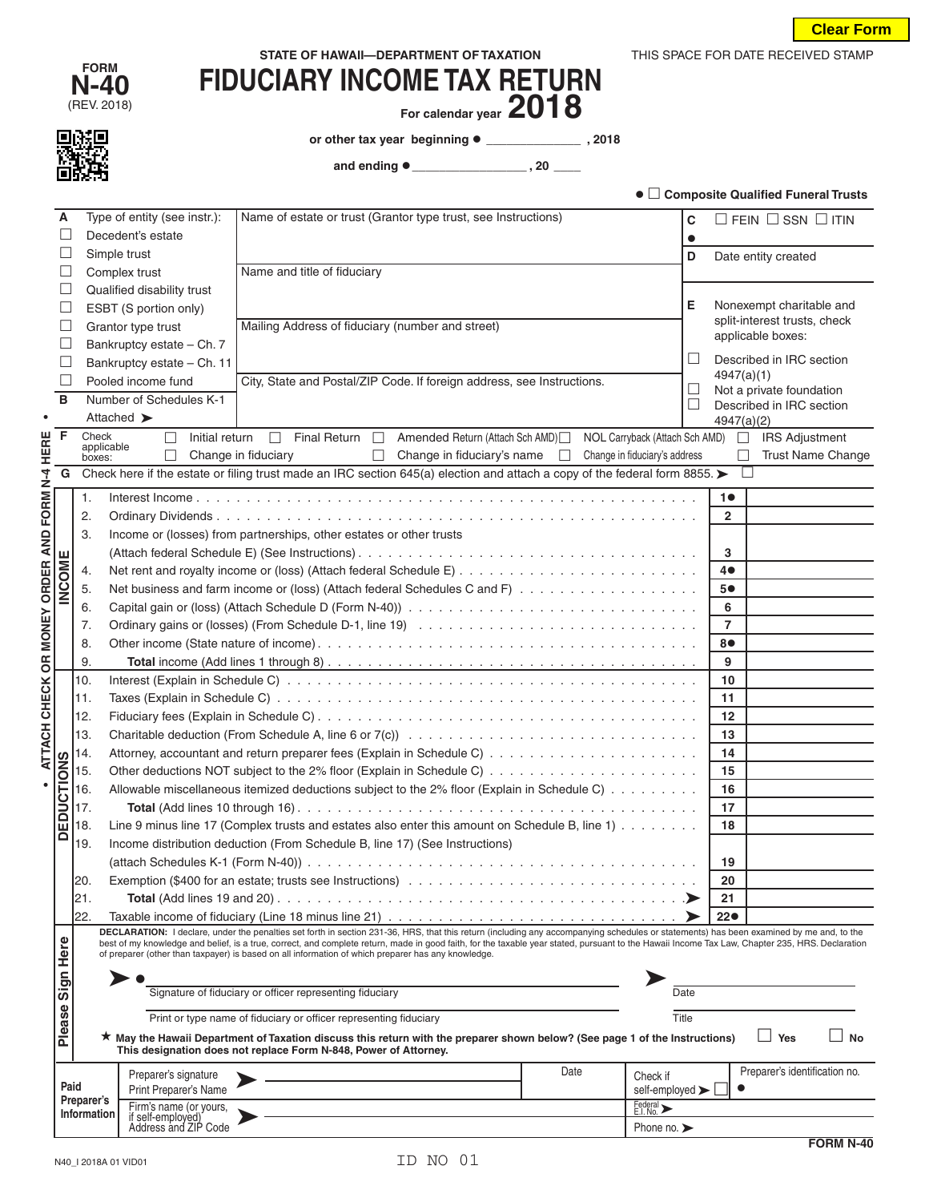Clear Form

FORM **N-40** (REV. 2018)

STATE OF HAWAII—DEPARTMENT OF TAXATION

# FIDUCIARY INCOME TAX RETURN

For calendar year **2018**

THIS SPACE FOR DATE RECEIVED STAMP

or other tax year beginning ● ______________ , 2018

and ending ● ________________ , 20 ____

● ☐ Composite Qualified Funeral Trusts

**A** Type of entity (see instr.):
- ☐ Decedent's estate
- ☐ Simple trust
- ☐ Complex trust
- ☐ Qualified disability trust
- ☐ ESBT (S portion only)
- ☐ Grantor type trust
- ☐ Bankruptcy estate – Ch. 7
- ☐ Bankruptcy estate – Ch. 11
- ☐ Pooled income fund

**B** Number of Schedules K-1 Attached ➤

Name of estate or trust (Grantor type trust, see Instructions)

Name and title of fiduciary

Mailing Address of fiduciary (number and street)

City, State and Postal/ZIP Code. If foreign address, see Instructions.

**C** ● ☐ FEIN ☐ SSN ☐ ITIN

**D** Date entity created

**E** Nonexempt charitable and split-interest trusts, check applicable boxes:
- ☐ Described in IRC section 4947(a)(1)
- ☐ Not a private foundation
- ☐ Described in IRC section 4947(a)(2)

**F** Check applicable boxes: ☐ Initial return ☐ Final Return ☐ Amended Return (Attach Sch AMD) ☐ NOL Carryback (Attach Sch AMD) ☐ IRS Adjustment ☐ Change in fiduciary ☐ Change in fiduciary's name ☐ Change in fiduciary's address ☐ Trust Name Change

**G** Check here if the estate or filing trust made an IRC section 645(a) election and attach a copy of the federal form 8855. ➤ ☐

• ATTACH CHECK OR MONEY ORDER AND FORM N-4 HERE •

**INCOME**

| | | Line | Amount |
|---|---|---|---|
| 1. | Interest Income | 1● | |
| 2. | Ordinary Dividends | 2 | |
| 3. | Income or (losses) from partnerships, other estates or other trusts (Attach federal Schedule E) (See Instructions) | 3 | |
| 4. | Net rent and royalty income or (loss) (Attach federal Schedule E) | 4● | |
| 5. | Net business and farm income or (loss) (Attach federal Schedules C and F) | 5● | |
| 6. | Capital gain or (loss) (Attach Schedule D (Form N-40)) | 6 | |
| 7. | Ordinary gains or (losses) (From Schedule D-1, line 19) | 7 | |
| 8. | Other income (State nature of income) | 8● | |
| 9. | **Total** income (Add lines 1 through 8) | 9 | |

**DEDUCTIONS**

| | | Line | Amount |
|---|---|---|---|
| 10. | Interest (Explain in Schedule C) | 10 | |
| 11. | Taxes (Explain in Schedule C) | 11 | |
| 12. | Fiduciary fees (Explain in Schedule C) | 12 | |
| 13. | Charitable deduction (From Schedule A, line 6 or 7(c)) | 13 | |
| 14. | Attorney, accountant and return preparer fees (Explain in Schedule C) | 14 | |
| 15. | Other deductions NOT subject to the 2% floor (Explain in Schedule C) | 15 | |
| 16. | Allowable miscellaneous itemized deductions subject to the 2% floor (Explain in Schedule C) | 16 | |
| 17. | **Total** (Add lines 10 through 16) | 17 | |
| 18. | Line 9 minus line 17 (Complex trusts and estates also enter this amount on Schedule B, line 1) | 18 | |
| 19. | Income distribution deduction (From Schedule B, line 17) (See Instructions) (attach Schedules K-1 (Form N-40)) | 19 | |
| 20. | Exemption ($400 for an estate; trusts see Instructions) | 20 | |
| 21. | **Total** (Add lines 19 and 20) ➤ | 21 | |
| 22. | Taxable income of fiduciary (Line 18 minus line 21) ➤ | 22● | |

**Please Sign Here**

**DECLARATION:** I declare, under the penalties set forth in section 231-36, HRS, that this return (including any accompanying schedules or statements) has been examined by me and, to the best of my knowledge and belief, is a true, correct, and complete return, made in good faith, for the taxable year stated, pursuant to the Hawaii Income Tax Law, Chapter 235, HRS. Declaration of preparer (other than taxpayer) is based on all information of which preparer has any knowledge.

➤ ● ______________________ Signature of fiduciary or officer representing fiduciary ➤ ____________ Date

______________________ Print or type name of fiduciary or officer representing fiduciary ____________ Title

★ **May the Hawaii Department of Taxation discuss this return with the preparer shown below? (See page 1 of the Instructions)** ☐ Yes ☐ No
**This designation does not replace Form N-848, Power of Attorney.**

**Paid Preparer's Information**

| | | | | |
|---|---|---|---|---|
| Preparer's signature / Print Preparer's Name ➤ | | Date | Check if self-employed ➤ ☐ | Preparer's identification no. ● |
| Firm's name (or yours, if self-employed) Address and ZIP Code ➤ | | | Federal E.I. No. ➤ | |
| | | | Phone no. ➤ | |

FORM N-40

N40_I 2018A 01 VID01

ID NO 01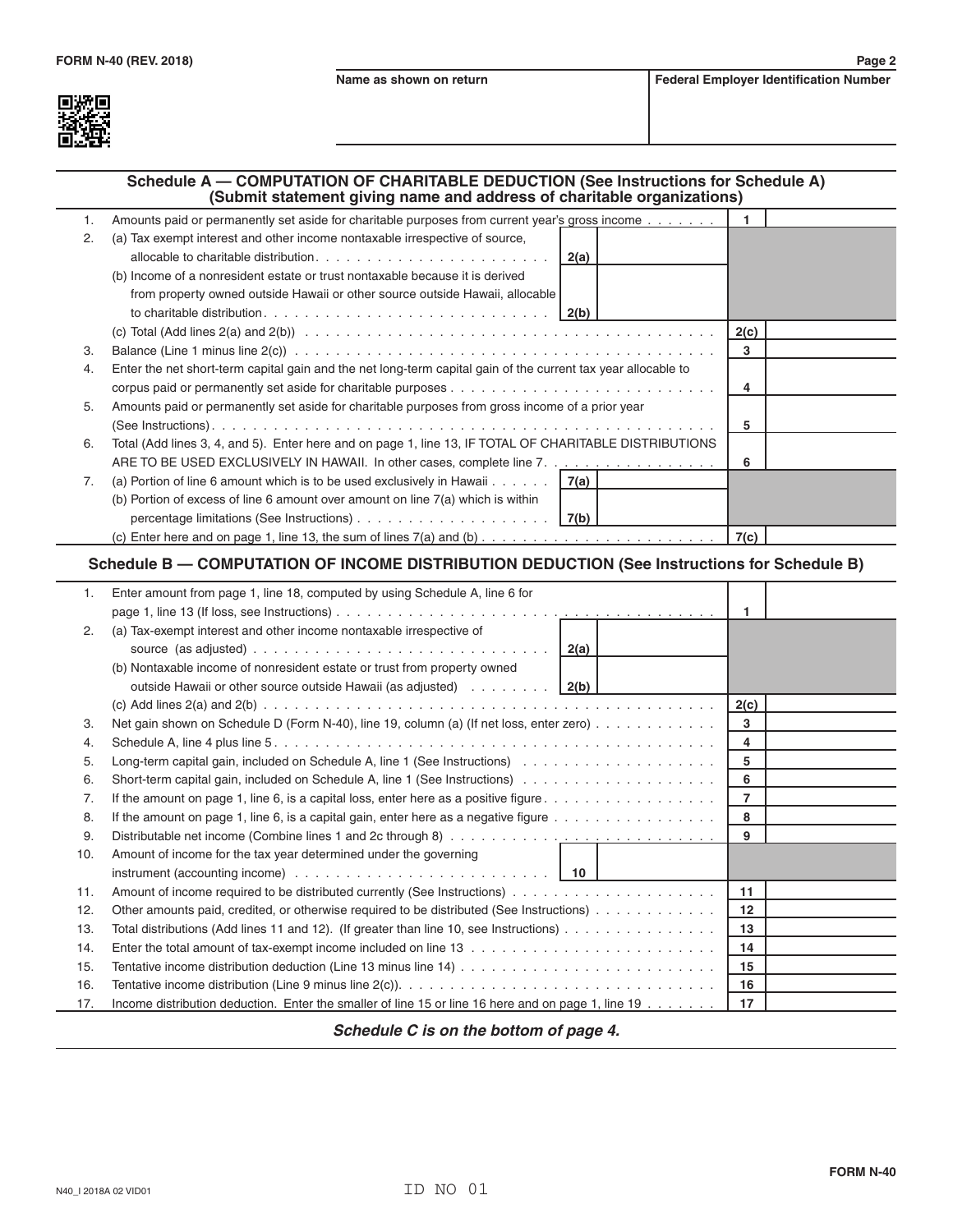Name as shown on return | Federal Employer Identification Number

## Schedule A — COMPUTATION OF CHARITABLE DEDUCTION (See Instructions for Schedule A)
### (Submit statement giving name and address of charitable organizations)

| | | | | | |
|---|---|---|---|---|---|
| 1. | Amounts paid or permanently set aside for charitable purposes from current year's gross income | | | 1 | |
| 2. | (a) Tax exempt interest and other income nontaxable irrespective of source, allocable to charitable distribution | 2(a) | | | |
| | (b) Income of a nonresident estate or trust nontaxable because it is derived from property owned outside Hawaii or other source outside Hawaii, allocable to charitable distribution | 2(b) | | | |
| | (c) Total (Add lines 2(a) and 2(b)) | | | 2(c) | |
| 3. | Balance (Line 1 minus line 2(c)) | | | 3 | |
| 4. | Enter the net short-term capital gain and the net long-term capital gain of the current tax year allocable to corpus paid or permanently set aside for charitable purposes | | | 4 | |
| 5. | Amounts paid or permanently set aside for charitable purposes from gross income of a prior year (See Instructions) | | | 5 | |
| 6. | Total (Add lines 3, 4, and 5). Enter here and on page 1, line 13, IF TOTAL OF CHARITABLE DISTRIBUTIONS ARE TO BE USED EXCLUSIVELY IN HAWAII. In other cases, complete line 7. | | | 6 | |
| 7. | (a) Portion of line 6 amount which is to be used exclusively in Hawaii | 7(a) | | | |
| | (b) Portion of excess of line 6 amount over amount on line 7(a) which is within percentage limitations (See Instructions) | 7(b) | | | |
| | (c) Enter here and on page 1, line 13, the sum of lines 7(a) and (b) | | | 7(c) | |

## Schedule B — COMPUTATION OF INCOME DISTRIBUTION DEDUCTION (See Instructions for Schedule B)

| | | | | | |
|---|---|---|---|---|---|
| 1. | Enter amount from page 1, line 18, computed by using Schedule A, line 6 for page 1, line 13 (If loss, see Instructions) | | | 1 | |
| 2. | (a) Tax-exempt interest and other income nontaxable irrespective of source (as adjusted) | 2(a) | | | |
| | (b) Nontaxable income of nonresident estate or trust from property owned outside Hawaii or other source outside Hawaii (as adjusted) | 2(b) | | | |
| | (c) Add lines 2(a) and 2(b) | | | 2(c) | |
| 3. | Net gain shown on Schedule D (Form N-40), line 19, column (a) (If net loss, enter zero) | | | 3 | |
| 4. | Schedule A, line 4 plus line 5 | | | 4 | |
| 5. | Long-term capital gain, included on Schedule A, line 1 (See Instructions) | | | 5 | |
| 6. | Short-term capital gain, included on Schedule A, line 1 (See Instructions) | | | 6 | |
| 7. | If the amount on page 1, line 6, is a capital loss, enter here as a positive figure | | | 7 | |
| 8. | If the amount on page 1, line 6, is a capital gain, enter here as a negative figure | | | 8 | |
| 9. | Distributable net income (Combine lines 1 and 2c through 8) | | | 9 | |
| 10. | Amount of income for the tax year determined under the governing instrument (accounting income) | 10 | | | |
| 11. | Amount of income required to be distributed currently (See Instructions) | | | 11 | |
| 12. | Other amounts paid, credited, or otherwise required to be distributed (See Instructions) | | | 12 | |
| 13. | Total distributions (Add lines 11 and 12). (If greater than line 10, see Instructions) | | | 13 | |
| 14. | Enter the total amount of tax-exempt income included on line 13 | | | 14 | |
| 15. | Tentative income distribution deduction (Line 13 minus line 14) | | | 15 | |
| 16. | Tentative income distribution (Line 9 minus line 2(c)) | | | 16 | |
| 17. | Income distribution deduction. Enter the smaller of line 15 or line 16 here and on page 1, line 19 | | | 17 | |

***Schedule C is on the bottom of page 4.***

N40_I 2018A 02 VID01 ID NO 01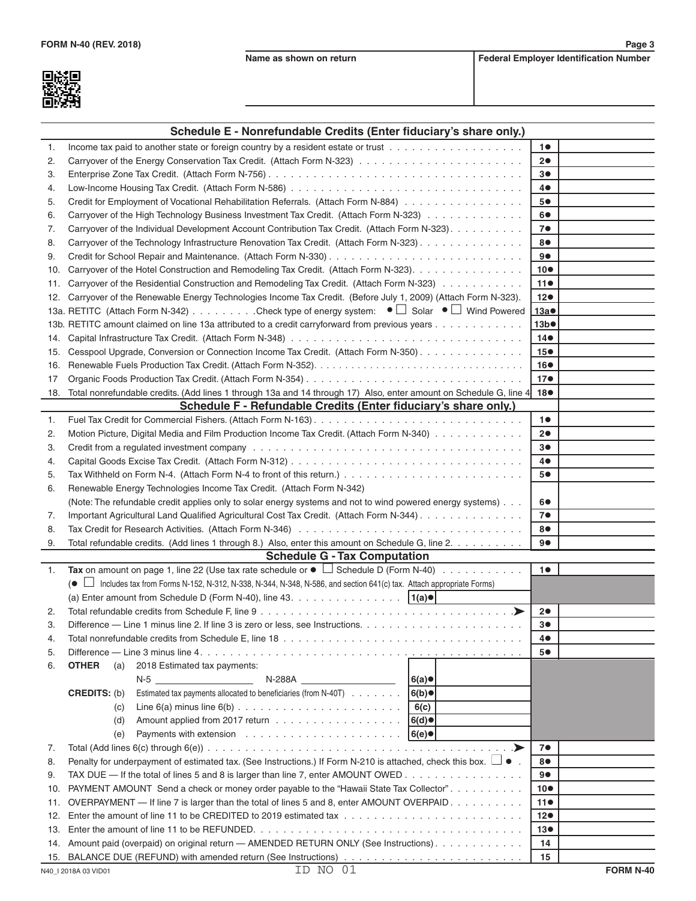FORM N-40 (REV. 2018)

| Name as shown on return | Federal Employer Identification Number |
|---|---|
| | |

## Schedule E - Nonrefundable Credits (Enter fiduciary's share only.)

| | | Line | Amount |
|---|---|---|---|
| 1. | Income tax paid to another state or foreign country by a resident estate or trust | 1● | |
| 2. | Carryover of the Energy Conservation Tax Credit. (Attach Form N-323) | 2● | |
| 3. | Enterprise Zone Tax Credit. (Attach Form N-756) | 3● | |
| 4. | Low-Income Housing Tax Credit. (Attach Form N-586) | 4● | |
| 5. | Credit for Employment of Vocational Rehabilitation Referrals. (Attach Form N-884) | 5● | |
| 6. | Carryover of the High Technology Business Investment Tax Credit. (Attach Form N-323) | 6● | |
| 7. | Carryover of the Individual Development Account Contribution Tax Credit. (Attach Form N-323) | 7● | |
| 8. | Carryover of the Technology Infrastructure Renovation Tax Credit. (Attach Form N-323) | 8● | |
| 9. | Credit for School Repair and Maintenance. (Attach Form N-330) | 9● | |
| 10. | Carryover of the Hotel Construction and Remodeling Tax Credit. (Attach Form N-323) | 10● | |
| 11. | Carryover of the Residential Construction and Remodeling Tax Credit. (Attach Form N-323) | 11● | |
| 12. | Carryover of the Renewable Energy Technologies Income Tax Credit. (Before July 1, 2009) (Attach Form N-323) | 12● | |
| 13a. | RETITC (Attach Form N-342) . . . Check type of energy system: ● ☐ Solar ● ☐ Wind Powered | 13a● | |
| 13b. | RETITC amount claimed on line 13a attributed to a credit carryforward from previous years | 13b● | |
| 14. | Capital Infrastructure Tax Credit. (Attach Form N-348) | 14● | |
| 15. | Cesspool Upgrade, Conversion or Connection Income Tax Credit. (Attach Form N-350) | 15● | |
| 16. | Renewable Fuels Production Tax Credit. (Attach Form N-352) | 16● | |
| 17 | Organic Foods Production Tax Credit. (Attach Form N-354) | 17● | |
| 18. | Total nonrefundable credits. (Add lines 1 through 13a and 14 through 17) Also, enter amount on Schedule G, line 4 | 18● | |

## Schedule F - Refundable Credits (Enter fiduciary's share only.)

| | | Line | Amount |
|---|---|---|---|
| 1. | Fuel Tax Credit for Commercial Fishers. (Attach Form N-163) | 1● | |
| 2. | Motion Picture, Digital Media and Film Production Income Tax Credit. (Attach Form N-340) | 2● | |
| 3. | Credit from a regulated investment company | 3● | |
| 4. | Capital Goods Excise Tax Credit. (Attach Form N-312) | 4● | |
| 5. | Tax Withheld on Form N-4. (Attach Form N-4 to front of this return.) | 5● | |
| 6. | Renewable Energy Technologies Income Tax Credit. (Attach Form N-342) (Note: The refundable credit applies only to solar energy systems and not to wind powered energy systems) | 6● | |
| 7. | Important Agricultural Land Qualified Agricultural Cost Tax Credit. (Attach Form N-344) | 7● | |
| 8. | Tax Credit for Research Activities. (Attach Form N-346) | 8● | |
| 9. | Total refundable credits. (Add lines 1 through 8.) Also, enter this amount on Schedule G, line 2. | 9● | |

## Schedule G - Tax Computation

| | | | | Line | Amount |
|---|---|---|---|---|---|
| 1. | **Tax** on amount on page 1, line 22 (Use tax rate schedule or ● ☐ Schedule D (Form N-40)<br>(● ☐ Includes tax from Forms N-152, N-312, N-338, N-344, N-348, N-586, and section 641(c) tax. Attach appropriate Forms) | | | 1● | |
| | (a) Enter amount from Schedule D (Form N-40), line 43 | 1(a)● | | | |
| 2. | Total refundable credits from Schedule F, line 9 | | | 2● | |
| 3. | Difference — Line 1 minus line 2. If line 3 is zero or less, see Instructions. | | | 3● | |
| 4. | Total nonrefundable credits from Schedule E, line 18 | | | 4● | |
| 5. | Difference — Line 3 minus line 4 | | | 5● | |
| 6. | **OTHER** (a) 2018 Estimated tax payments: N-5 ____ N-288A ____ | 6(a)● | | | |
| | **CREDITS:** (b) Estimated tax payments allocated to beneficiaries (from N-40T) | 6(b)● | | | |
| | (c) Line 6(a) minus line 6(b) | 6(c) | | | |
| | (d) Amount applied from 2017 return | 6(d)● | | | |
| | (e) Payments with extension | 6(e)● | | | |
| 7. | Total (Add lines 6(c) through 6(e)) | | | 7● | |
| 8. | Penalty for underpayment of estimated tax. (See Instructions.) If Form N-210 is attached, check this box. ☐ ● | | | 8● | |
| 9. | TAX DUE — If the total of lines 5 and 8 is larger than line 7, enter AMOUNT OWED | | | 9● | |
| 10. | PAYMENT AMOUNT Send a check or money order payable to the "Hawaii State Tax Collector" | | | 10● | |
| 11. | OVERPAYMENT — If line 7 is larger than the total of lines 5 and 8, enter AMOUNT OVERPAID | | | 11● | |
| 12. | Enter the amount of line 11 to be CREDITED to 2019 estimated tax | | | 12● | |
| 13. | Enter the amount of line 11 to be REFUNDED. | | | 13● | |
| 14. | Amount paid (overpaid) on original return — AMENDED RETURN ONLY (See Instructions) | | | 14 | |
| 15. | BALANCE DUE (REFUND) with amended return (See Instructions) | | | 15 | |

N40_I 2018A 03 VID01 ID NO 01 FORM N-40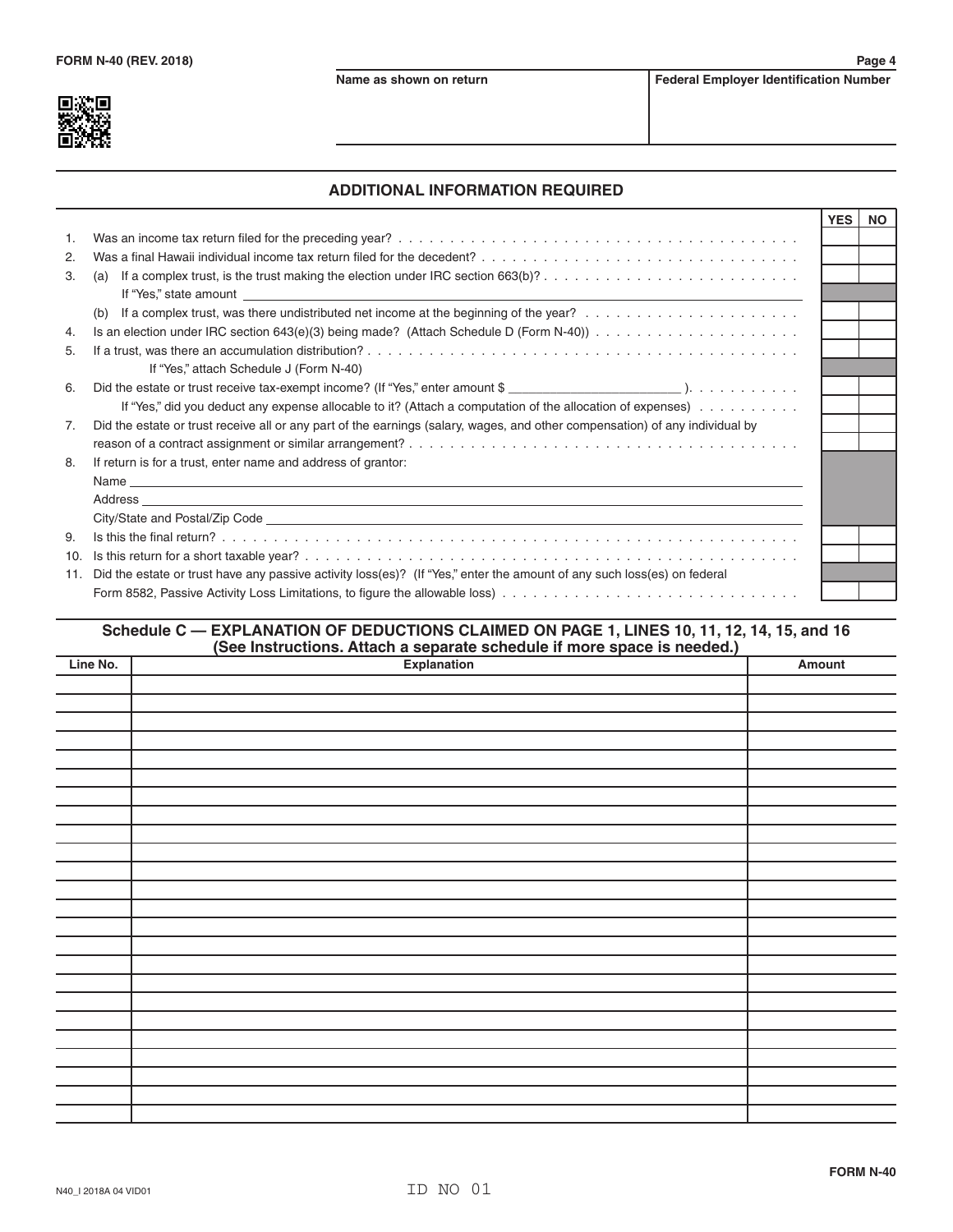FORM N-40 (REV. 2018)

| Name as shown on return | Federal Employer Identification Number |
|---|---|
| | |

## ADDITIONAL INFORMATION REQUIRED

| | | YES | NO |
|---|---|---|---|
| 1. | Was an income tax return filed for the preceding year? | | |
| 2. | Was a final Hawaii individual income tax return filed for the decedent? | | |
| 3. | (a) If a complex trust, is the trust making the election under IRC section 663(b)? | | |
| | If "Yes," state amount ______ | | |
| | (b) If a complex trust, was there undistributed net income at the beginning of the year? | | |
| 4. | Is an election under IRC section 643(e)(3) being made? (Attach Schedule D (Form N-40)) | | |
| 5. | If a trust, was there an accumulation distribution? | | |
| | If "Yes," attach Schedule J (Form N-40) | | |
| 6. | Did the estate or trust receive tax-exempt income? (If "Yes," enter amount $ ______ ). | | |
| | If "Yes," did you deduct any expense allocable to it? (Attach a computation of the allocation of expenses) | | |
| 7. | Did the estate or trust receive all or any part of the earnings (salary, wages, and other compensation) of any individual by reason of a contract assignment or similar arrangement? | | |
| 8. | If return is for a trust, enter name and address of grantor: | | |
| | Name ______ | | |
| | Address ______ | | |
| | City/State and Postal/Zip Code ______ | | |
| 9. | Is this the final return? | | |
| 10. | Is this return for a short taxable year? | | |
| 11. | Did the estate or trust have any passive activity loss(es)? (If "Yes," enter the amount of any such loss(es) on federal Form 8582, Passive Activity Loss Limitations, to figure the allowable loss) | | |

## Schedule C — EXPLANATION OF DEDUCTIONS CLAIMED ON PAGE 1, LINES 10, 11, 12, 14, 15, and 16
**(See Instructions. Attach a separate schedule if more space is needed.)**

| Line No. | Explanation | Amount |
|---|---|---|
| | | |
| | | |
| | | |
| | | |
| | | |
| | | |
| | | |
| | | |
| | | |
| | | |
| | | |
| | | |
| | | |
| | | |
| | | |
| | | |
| | | |
| | | |
| | | |
| | | |
| | | |
| | | |
| | | |

FORM N-40

N40_I 2018A 04 VID01

ID NO 01